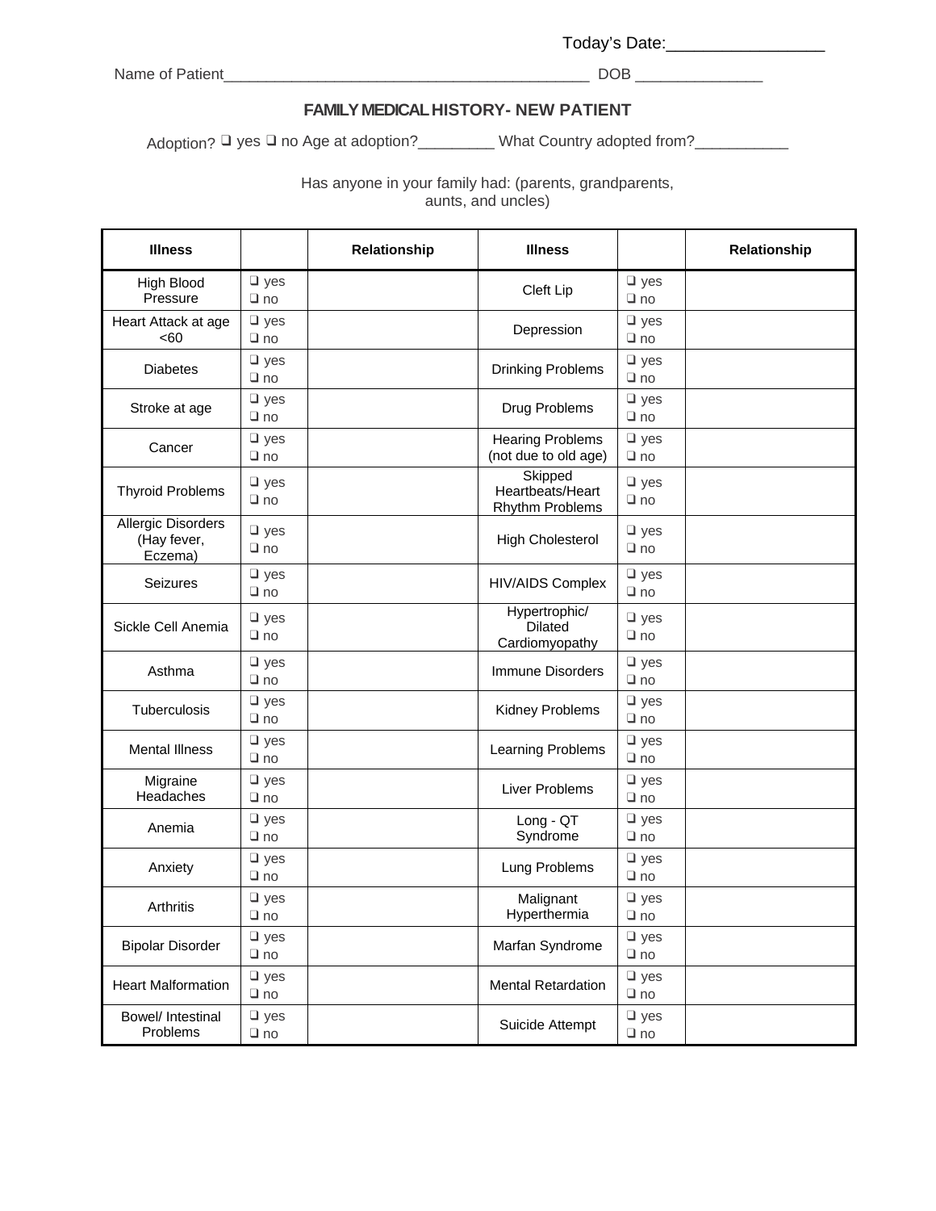Today's Date:_________________

Name of Patient___________________________________________ DOB _______________

## FAMILY MEDICAL HISTORY- NEW PATIENT

Adoption? ❑ yes ❑ no Age at adoption?_________ What Country adopted from?___________

Has anyone in your family had: (parents, grandparents, aunts, and uncles)

| Illness | | Relationship | Illness | | Relationship |
|---|---|---|---|---|---|
| High Blood Pressure | ❑ yes ❑ no | | Cleft Lip | ❑ yes ❑ no | |
| Heart Attack at age <60 | ❑ yes ❑ no | | Depression | ❑ yes ❑ no | |
| Diabetes | ❑ yes ❑ no | | Drinking Problems | ❑ yes ❑ no | |
| Stroke at age | ❑ yes ❑ no | | Drug Problems | ❑ yes ❑ no | |
| Cancer | ❑ yes ❑ no | | Hearing Problems (not due to old age) | ❑ yes ❑ no | |
| Thyroid Problems | ❑ yes ❑ no | | Skipped Heartbeats/Heart Rhythm Problems | ❑ yes ❑ no | |
| Allergic Disorders (Hay fever, Eczema) | ❑ yes ❑ no | | High Cholesterol | ❑ yes ❑ no | |
| Seizures | ❑ yes ❑ no | | HIV/AIDS Complex | ❑ yes ❑ no | |
| Sickle Cell Anemia | ❑ yes ❑ no | | Hypertrophic/ Dilated Cardiomyopathy | ❑ yes ❑ no | |
| Asthma | ❑ yes ❑ no | | Immune Disorders | ❑ yes ❑ no | |
| Tuberculosis | ❑ yes ❑ no | | Kidney Problems | ❑ yes ❑ no | |
| Mental Illness | ❑ yes ❑ no | | Learning Problems | ❑ yes ❑ no | |
| Migraine Headaches | ❑ yes ❑ no | | Liver Problems | ❑ yes ❑ no | |
| Anemia | ❑ yes ❑ no | | Long - QT Syndrome | ❑ yes ❑ no | |
| Anxiety | ❑ yes ❑ no | | Lung Problems | ❑ yes ❑ no | |
| Arthritis | ❑ yes ❑ no | | Malignant Hyperthermia | ❑ yes ❑ no | |
| Bipolar Disorder | ❑ yes ❑ no | | Marfan Syndrome | ❑ yes ❑ no | |
| Heart Malformation | ❑ yes ❑ no | | Mental Retardation | ❑ yes ❑ no | |
| Bowel/ Intestinal Problems | ❑ yes ❑ no | | Suicide Attempt | ❑ yes ❑ no | |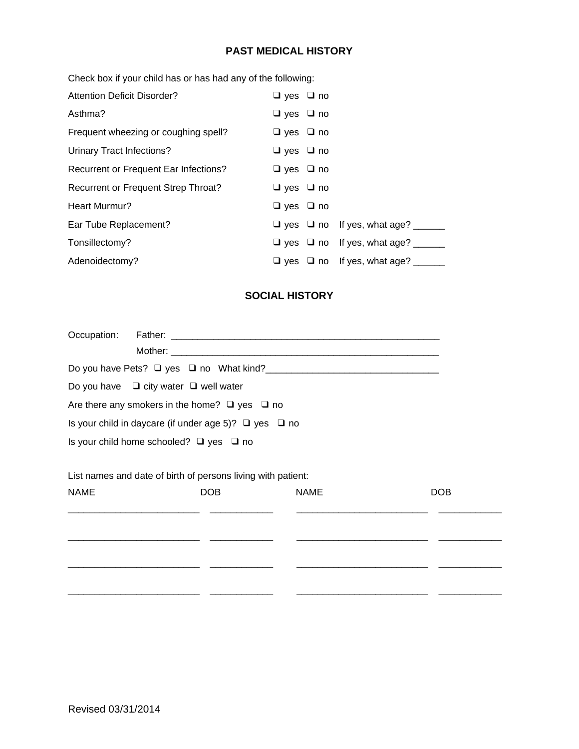## PAST MEDICAL HISTORY

Check box if your child has or has had any of the following:

| | | |
|---|---|---|
| Attention Deficit Disorder? | ❑ yes ❑ no | |
| Asthma? | ❑ yes ❑ no | |
| Frequent wheezing or coughing spell? | ❑ yes ❑ no | |
| Urinary Tract Infections? | ❑ yes ❑ no | |
| Recurrent or Frequent Ear Infections? | ❑ yes ❑ no | |
| Recurrent or Frequent Strep Throat? | ❑ yes ❑ no | |
| Heart Murmur? | ❑ yes ❑ no | |
| Ear Tube Replacement? | ❑ yes ❑ no | If yes, what age? ______ |
| Tonsillectomy? | ❑ yes ❑ no | If yes, what age? ______ |
| Adenoidectomy? | ❑ yes ❑ no | If yes, what age? ______ |

## SOCIAL HISTORY

Occupation: Father: ____________________________________________________

Mother: ____________________________________________________

Do you have Pets? ❑ yes ❑ no What kind?_________________________________

Do you have ❑ city water ❑ well water

Are there any smokers in the home? ❑ yes ❑ no

Is your child in daycare (if under age 5)? ❑ yes ❑ no

Is your child home schooled? ❑ yes ❑ no

List names and date of birth of persons living with patient:

| NAME | DOB | NAME | DOB |
|---|---|---|---|
| ________________________ | ___________ | ________________________ | ___________ |
| ________________________ | ___________ | ________________________ | ___________ |
| ________________________ | ___________ | ________________________ | ___________ |
| ________________________ | ___________ | ________________________ | ___________ |

Revised 03/31/2014